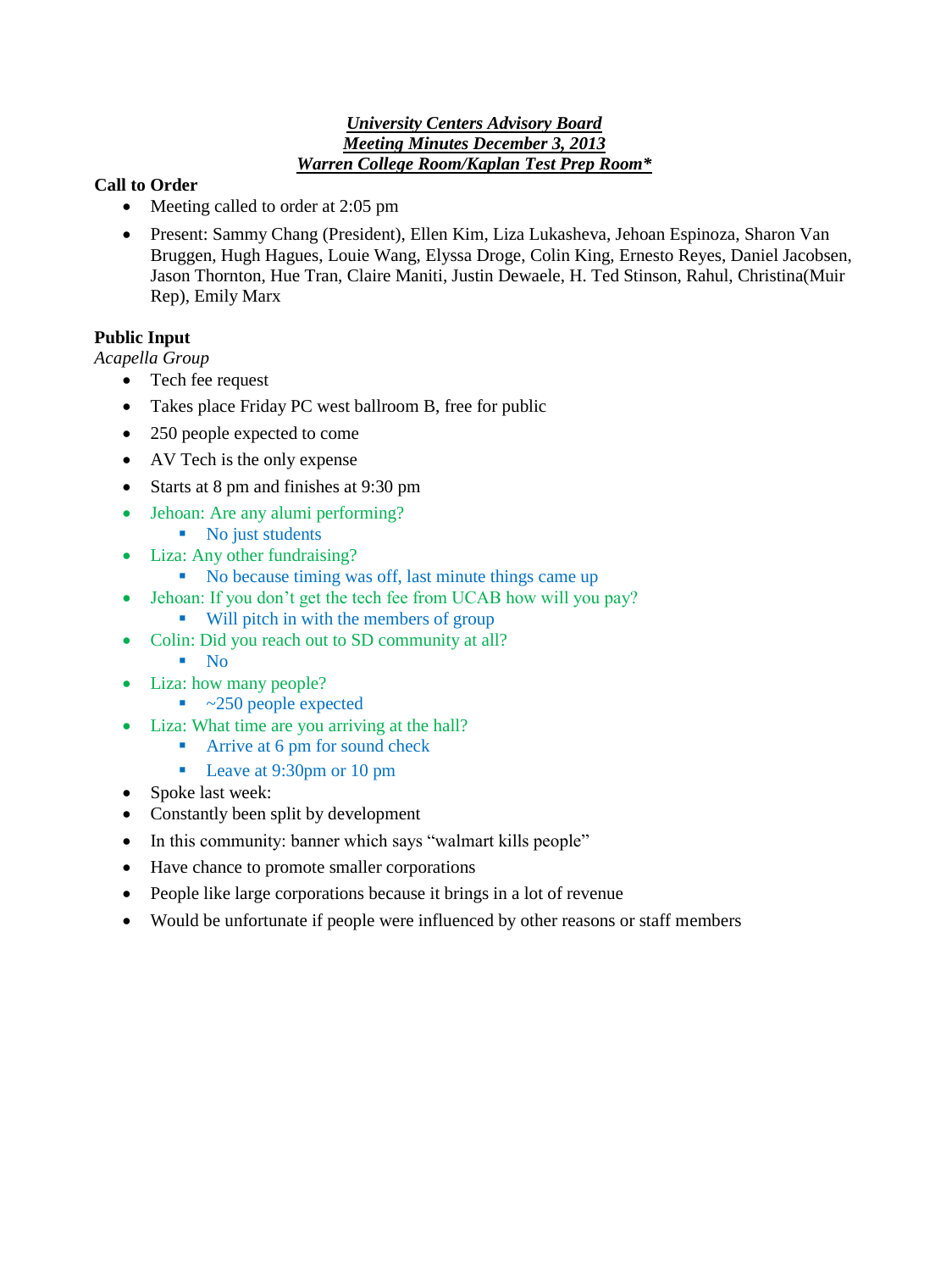***University Centers Advisory Board***
***Meeting Minutes December 3, 2013***
***Warren College Room/Kaplan Test Prep Room****

**Call to Order**

- Meeting called to order at 2:05 pm
- Present: Sammy Chang (President), Ellen Kim, Liza Lukasheva, Jehoan Espinoza, Sharon Van Bruggen, Hugh Hagues, Louie Wang, Elyssa Droge, Colin King, Ernesto Reyes, Daniel Jacobsen, Jason Thornton, Hue Tran, Claire Maniti, Justin Dewaele, H. Ted Stinson, Rahul, Christina(Muir Rep), Emily Marx

**Public Input**

*Acapella Group*

- Tech fee request
- Takes place Friday PC west ballroom B, free for public
- 250 people expected to come
- AV Tech is the only expense
- Starts at 8 pm and finishes at 9:30 pm
- Jehoan: Are any alumni performing?
  - No just students
- Liza: Any other fundraising?
  - No because timing was off, last minute things came up
- Jehoan: If you don't get the tech fee from UCAB how will you pay?
  - Will pitch in with the members of group
- Colin: Did you reach out to SD community at all?
  - No
- Liza: how many people?
  - ~250 people expected
- Liza: What time are you arriving at the hall?
  - Arrive at 6 pm for sound check
  - Leave at 9:30pm or 10 pm
- Spoke last week:
- Constantly been split by development
- In this community: banner which says "walmart kills people"
- Have chance to promote smaller corporations
- People like large corporations because it brings in a lot of revenue
- Would be unfortunate if people were influenced by other reasons or staff members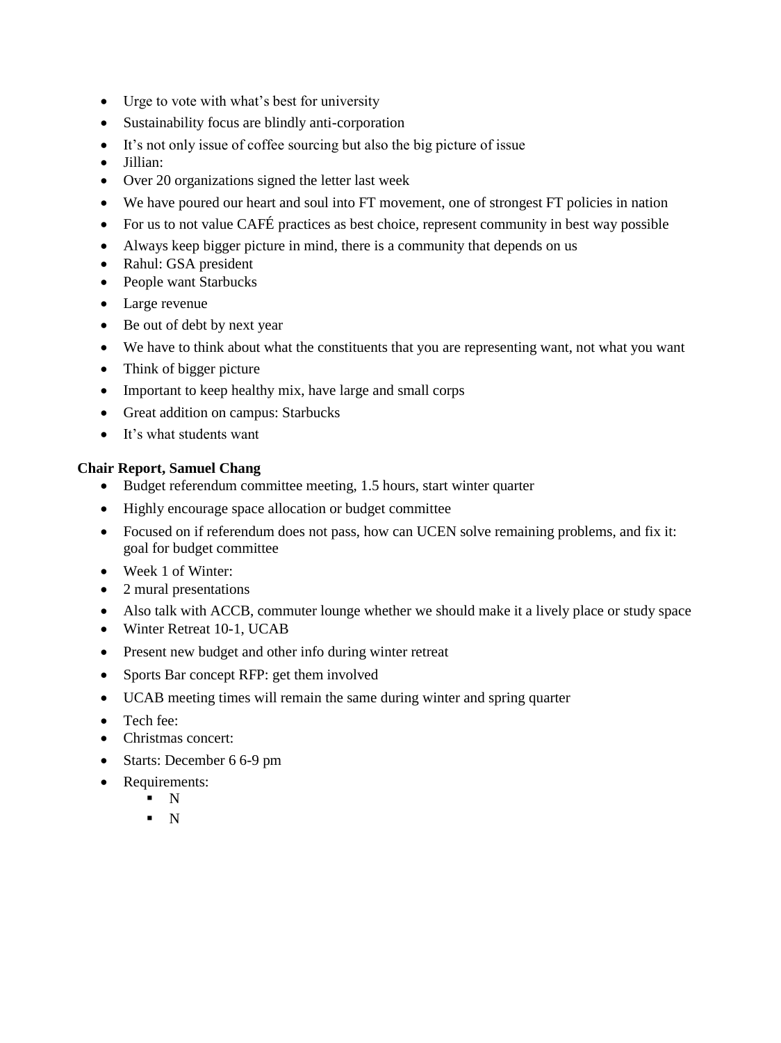- Urge to vote with what's best for university
- Sustainability focus are blindly anti-corporation
- It's not only issue of coffee sourcing but also the big picture of issue
- Jillian:
- Over 20 organizations signed the letter last week
- We have poured our heart and soul into FT movement, one of strongest FT policies in nation
- For us to not value CAFÉ practices as best choice, represent community in best way possible
- Always keep bigger picture in mind, there is a community that depends on us
- Rahul: GSA president
- People want Starbucks
- Large revenue
- Be out of debt by next year
- We have to think about what the constituents that you are representing want, not what you want
- Think of bigger picture
- Important to keep healthy mix, have large and small corps
- Great addition on campus: Starbucks
- It's what students want

**Chair Report, Samuel Chang**

- Budget referendum committee meeting, 1.5 hours, start winter quarter
- Highly encourage space allocation or budget committee
- Focused on if referendum does not pass, how can UCEN solve remaining problems, and fix it: goal for budget committee
- Week 1 of Winter:
- 2 mural presentations
- Also talk with ACCB, commuter lounge whether we should make it a lively place or study space
- Winter Retreat 10-1, UCAB
- Present new budget and other info during winter retreat
- Sports Bar concept RFP: get them involved
- UCAB meeting times will remain the same during winter and spring quarter
- Tech fee:
- Christmas concert:
- Starts: December 6 6-9 pm
- Requirements:
    - N
    - N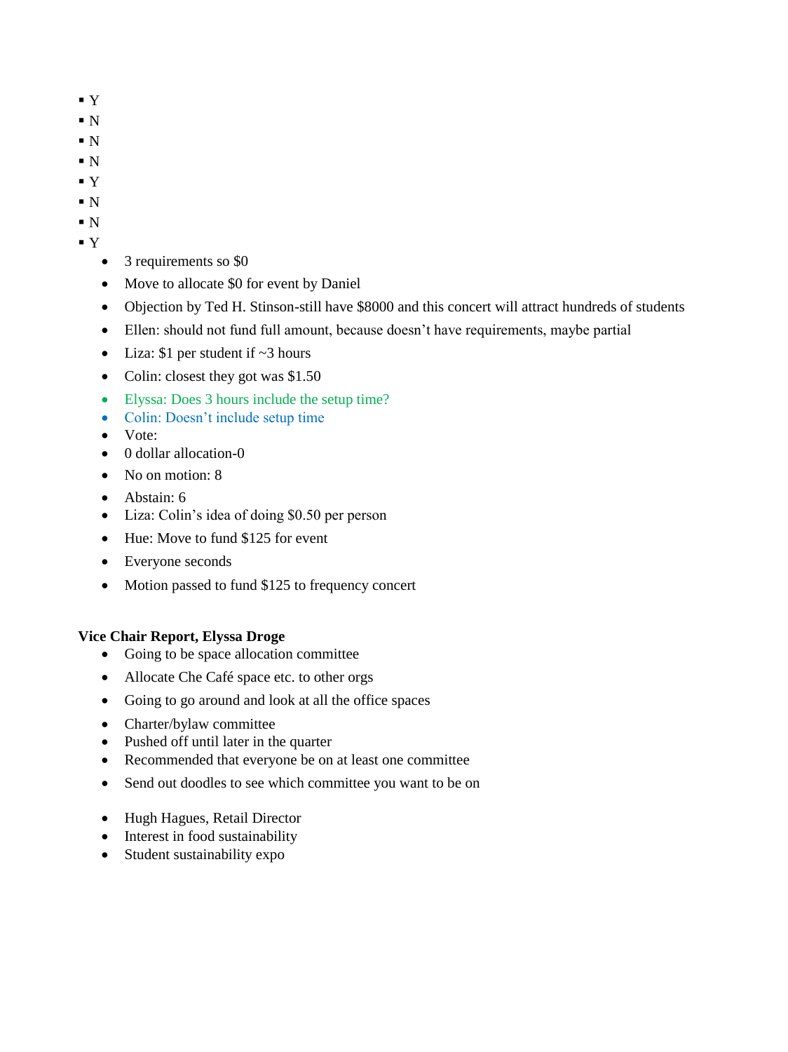- Y
- N
- N
- N
- Y
- N
- N
- Y

  - 3 requirements so $0
  - Move to allocate $0 for event by Daniel
  - Objection by Ted H. Stinson-still have $8000 and this concert will attract hundreds of students
  - Ellen: should not fund full amount, because doesn't have requirements, maybe partial
  - Liza: $1 per student if ~3 hours
  - Colin: closest they got was $1.50
  - Elyssa: Does 3 hours include the setup time?
  - Colin: Doesn't include setup time
  - Vote:
  - 0 dollar allocation-0
  - No on motion: 8
  - Abstain: 6
  - Liza: Colin's idea of doing $0.50 per person
  - Hue: Move to fund $125 for event
  - Everyone seconds
  - Motion passed to fund $125 to frequency concert

**Vice Chair Report, Elyssa Droge**

- Going to be space allocation committee
- Allocate Che Café space etc. to other orgs
- Going to go around and look at all the office spaces
- Charter/bylaw committee
- Pushed off until later in the quarter
- Recommended that everyone be on at least one committee
- Send out doodles to see which committee you want to be on

- Hugh Hagues, Retail Director
- Interest in food sustainability
- Student sustainability expo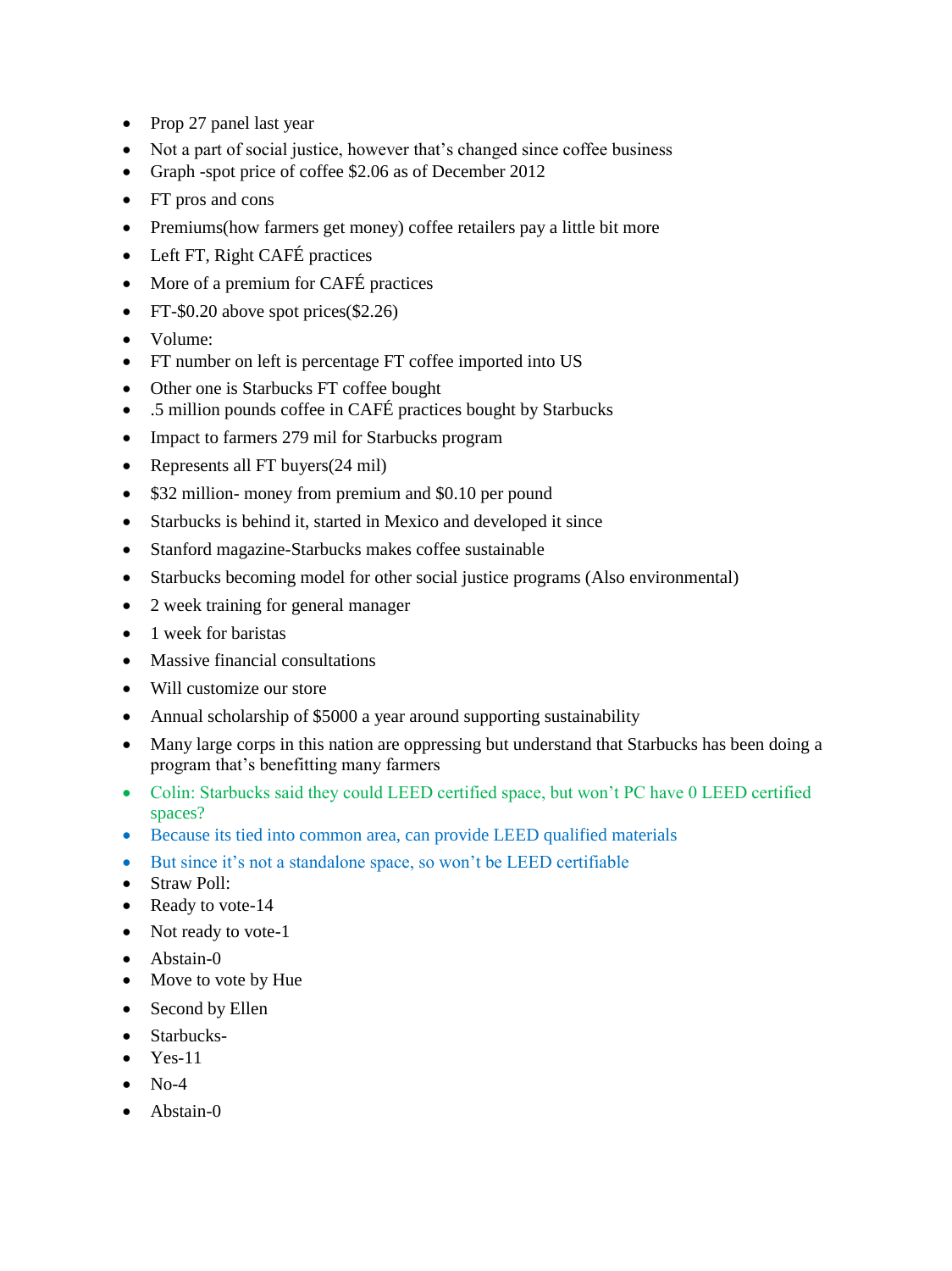- Prop 27 panel last year
- Not a part of social justice, however that's changed since coffee business
- Graph -spot price of coffee $2.06 as of December 2012
- FT pros and cons
- Premiums(how farmers get money) coffee retailers pay a little bit more
- Left FT, Right CAFÉ practices
- More of a premium for CAFÉ practices
- FT-$0.20 above spot prices($2.26)
- Volume:
- FT number on left is percentage FT coffee imported into US
- Other one is Starbucks FT coffee bought
- .5 million pounds coffee in CAFÉ practices bought by Starbucks
- Impact to farmers 279 mil for Starbucks program
- Represents all FT buyers(24 mil)
- $32 million- money from premium and $0.10 per pound
- Starbucks is behind it, started in Mexico and developed it since
- Stanford magazine-Starbucks makes coffee sustainable
- Starbucks becoming model for other social justice programs (Also environmental)
- 2 week training for general manager
- 1 week for baristas
- Massive financial consultations
- Will customize our store
- Annual scholarship of $5000 a year around supporting sustainability
- Many large corps in this nation are oppressing but understand that Starbucks has been doing a program that's benefitting many farmers
- Colin: Starbucks said they could LEED certified space, but won't PC have 0 LEED certified spaces?
- Because its tied into common area, can provide LEED qualified materials
- But since it's not a standalone space, so won't be LEED certifiable
- Straw Poll:
- Ready to vote-14
- Not ready to vote-1
- Abstain-0
- Move to vote by Hue
- Second by Ellen
- Starbucks-
- Yes-11
- No-4
- Abstain-0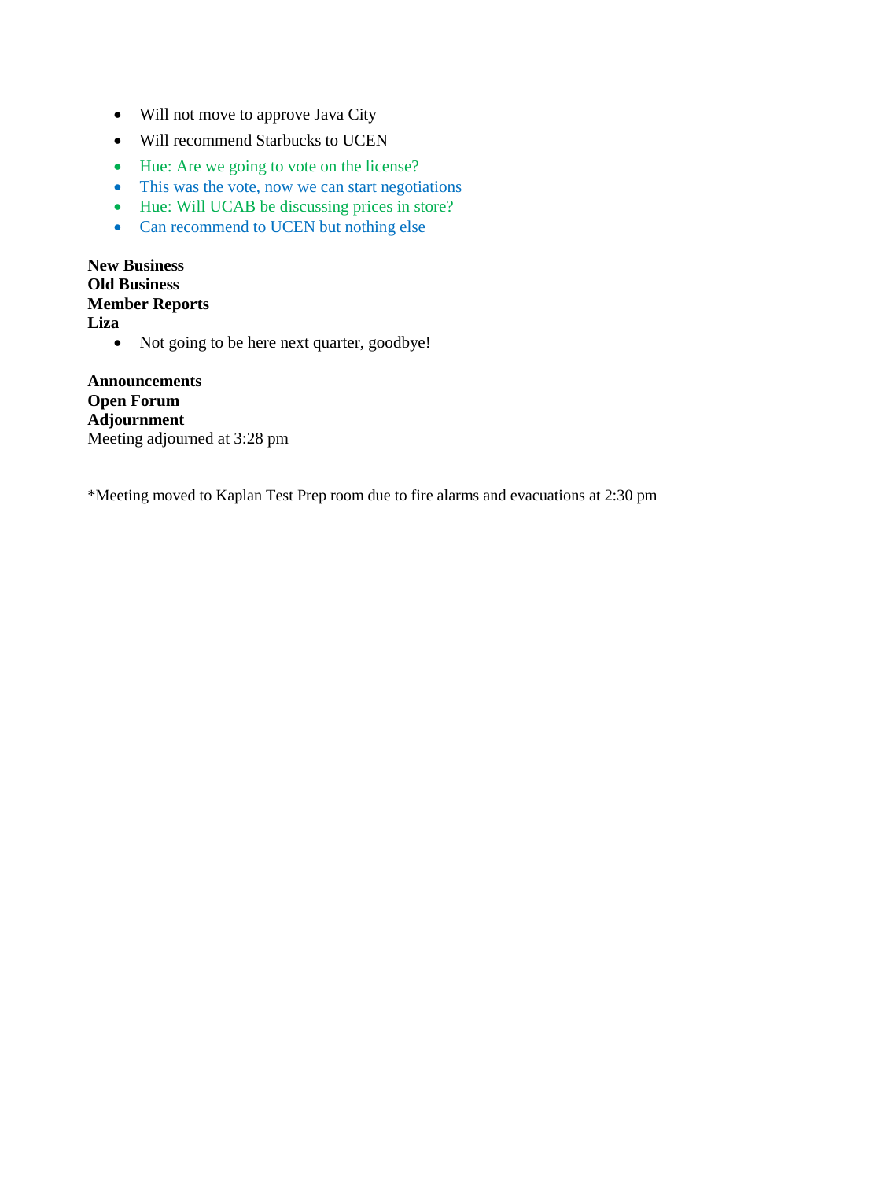- Will not move to approve Java City
- Will recommend Starbucks to UCEN
- Hue: Are we going to vote on the license?
- This was the vote, now we can start negotiations
- Hue: Will UCAB be discussing prices in store?
- Can recommend to UCEN but nothing else

**New Business**
**Old Business**
**Member Reports**
**Liza**

- Not going to be here next quarter, goodbye!

**Announcements**
**Open Forum**
**Adjournment**
Meeting adjourned at 3:28 pm

*Meeting moved to Kaplan Test Prep room due to fire alarms and evacuations at 2:30 pm